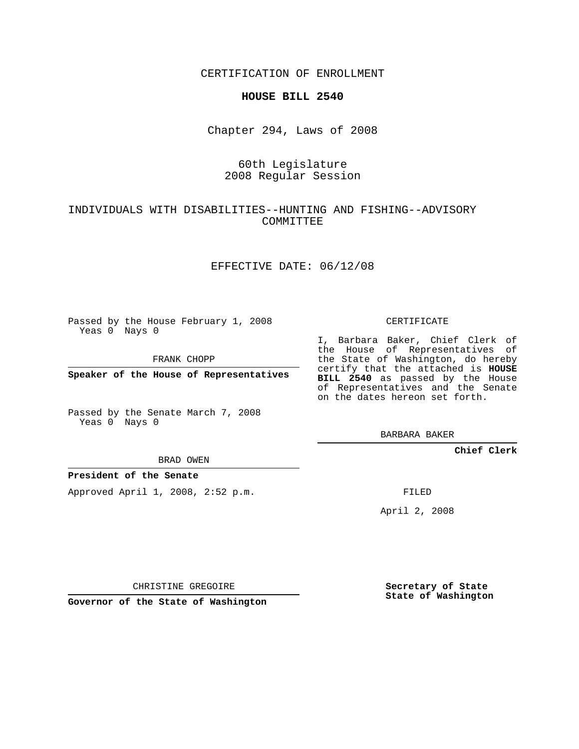CERTIFICATION OF ENROLLMENT

**HOUSE BILL 2540**

Chapter 294, Laws of 2008

60th Legislature
2008 Regular Session

INDIVIDUALS WITH DISABILITIES--HUNTING AND FISHING--ADVISORY COMMITTEE

EFFECTIVE DATE: 06/12/08

Passed by the House February 1, 2008
Yeas 0 Nays 0

FRANK CHOPP

**Speaker of the House of Representatives**

Passed by the Senate March 7, 2008
Yeas 0 Nays 0

BRAD OWEN

**President of the Senate**

Approved April 1, 2008, 2:52 p.m.

CHRISTINE GREGOIRE

**Governor of the State of Washington**

CERTIFICATE

I, Barbara Baker, Chief Clerk of the House of Representatives of the State of Washington, do hereby certify that the attached is **HOUSE BILL 2540** as passed by the House of Representatives and the Senate on the dates hereon set forth.

BARBARA BAKER

**Chief Clerk**

FILED

April 2, 2008

**Secretary of State**
**State of Washington**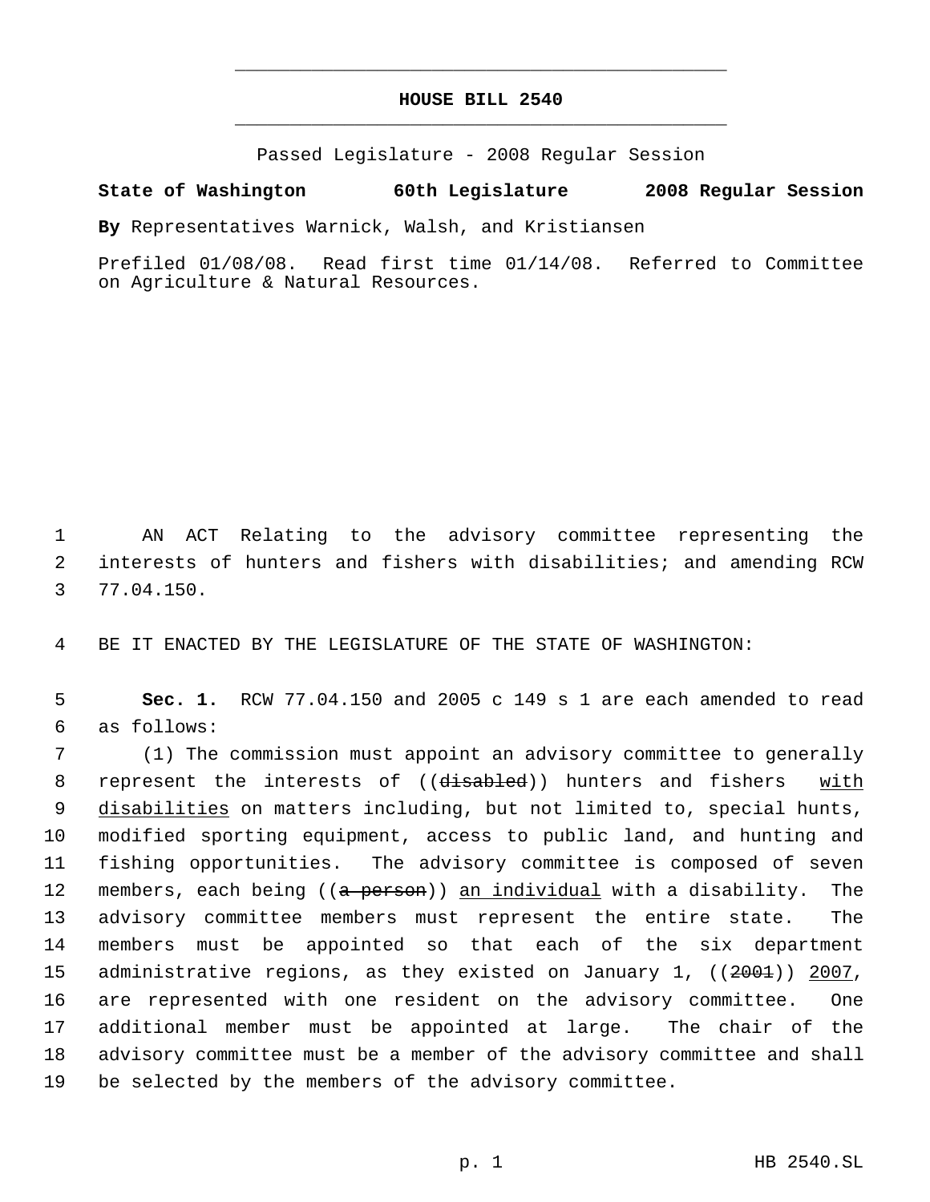# HOUSE BILL 2540

Passed Legislature - 2008 Regular Session

**State of Washington 60th Legislature 2008 Regular Session**

**By** Representatives Warnick, Walsh, and Kristiansen

Prefiled 01/08/08. Read first time 01/14/08. Referred to Committee on Agriculture & Natural Resources.

AN ACT Relating to the advisory committee representing the interests of hunters and fishers with disabilities; and amending RCW 77.04.150.

BE IT ENACTED BY THE LEGISLATURE OF THE STATE OF WASHINGTON:

**Sec. 1.** RCW 77.04.150 and 2005 c 149 s 1 are each amended to read as follows:

(1) The commission must appoint an advisory committee to generally represent the interests of ((~~disabled~~)) hunters and fishers with disabilities on matters including, but not limited to, special hunts, modified sporting equipment, access to public land, and hunting and fishing opportunities. The advisory committee is composed of seven members, each being ((~~a person~~)) an individual with a disability. The advisory committee members must represent the entire state. The members must be appointed so that each of the six department administrative regions, as they existed on January 1, ((~~2001~~)) 2007, are represented with one resident on the advisory committee. One additional member must be appointed at large. The chair of the advisory committee must be a member of the advisory committee and shall be selected by the members of the advisory committee.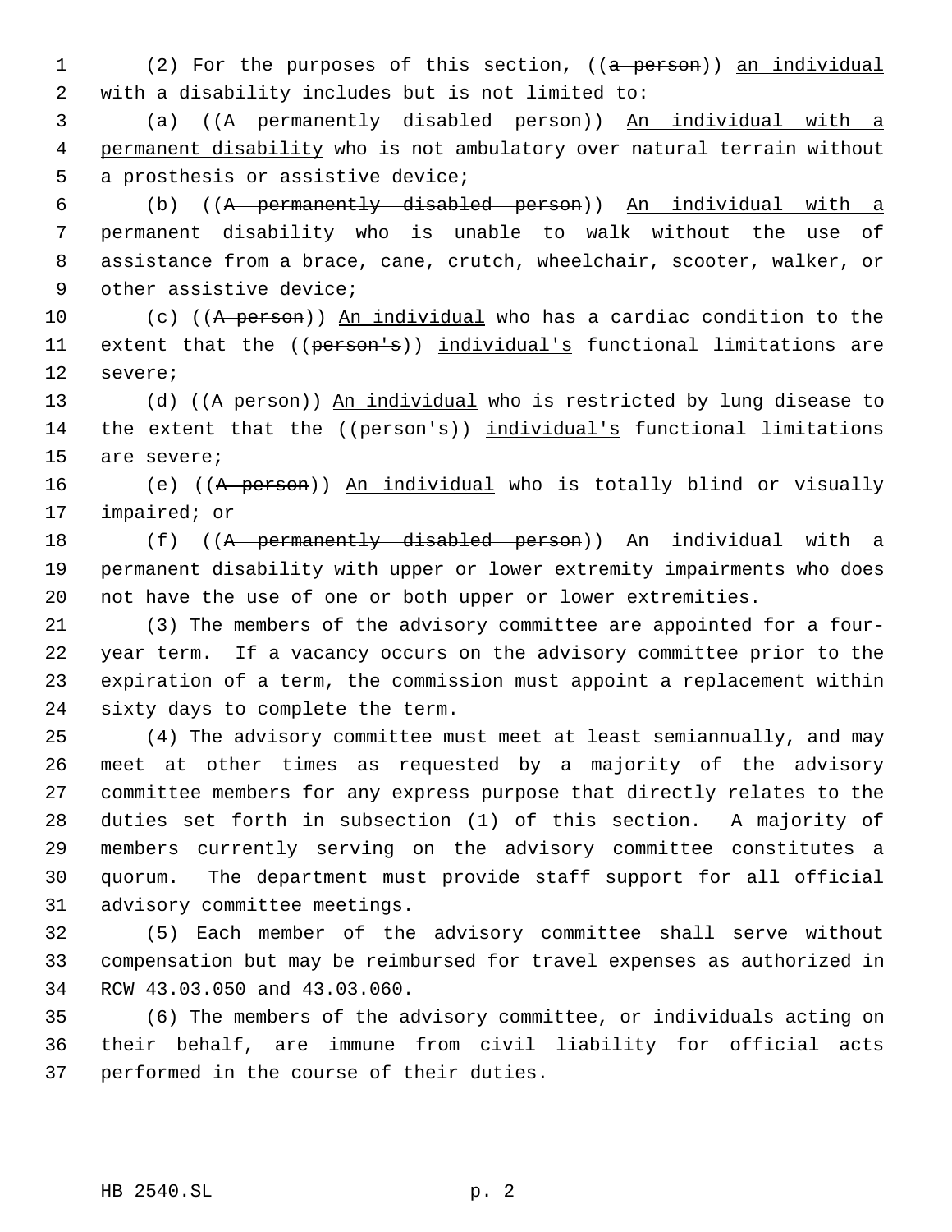(2) For the purposes of this section, ((~~a person~~)) <u>an individual</u> with a disability includes but is not limited to:

(a) ((~~A permanently disabled person~~)) <u>An individual with a permanent disability</u> who is not ambulatory over natural terrain without a prosthesis or assistive device;

(b) ((~~A permanently disabled person~~)) <u>An individual with a permanent disability</u> who is unable to walk without the use of assistance from a brace, cane, crutch, wheelchair, scooter, walker, or other assistive device;

(c) ((~~A person~~)) <u>An individual</u> who has a cardiac condition to the extent that the ((~~person's~~)) <u>individual's</u> functional limitations are severe;

(d) ((~~A person~~)) <u>An individual</u> who is restricted by lung disease to the extent that the ((~~person's~~)) <u>individual's</u> functional limitations are severe;

(e) ((~~A person~~)) <u>An individual</u> who is totally blind or visually impaired; or

(f) ((~~A permanently disabled person~~)) <u>An individual with a permanent disability</u> with upper or lower extremity impairments who does not have the use of one or both upper or lower extremities.

(3) The members of the advisory committee are appointed for a four-year term. If a vacancy occurs on the advisory committee prior to the expiration of a term, the commission must appoint a replacement within sixty days to complete the term.

(4) The advisory committee must meet at least semiannually, and may meet at other times as requested by a majority of the advisory committee members for any express purpose that directly relates to the duties set forth in subsection (1) of this section. A majority of members currently serving on the advisory committee constitutes a quorum. The department must provide staff support for all official advisory committee meetings.

(5) Each member of the advisory committee shall serve without compensation but may be reimbursed for travel expenses as authorized in RCW 43.03.050 and 43.03.060.

(6) The members of the advisory committee, or individuals acting on their behalf, are immune from civil liability for official acts performed in the course of their duties.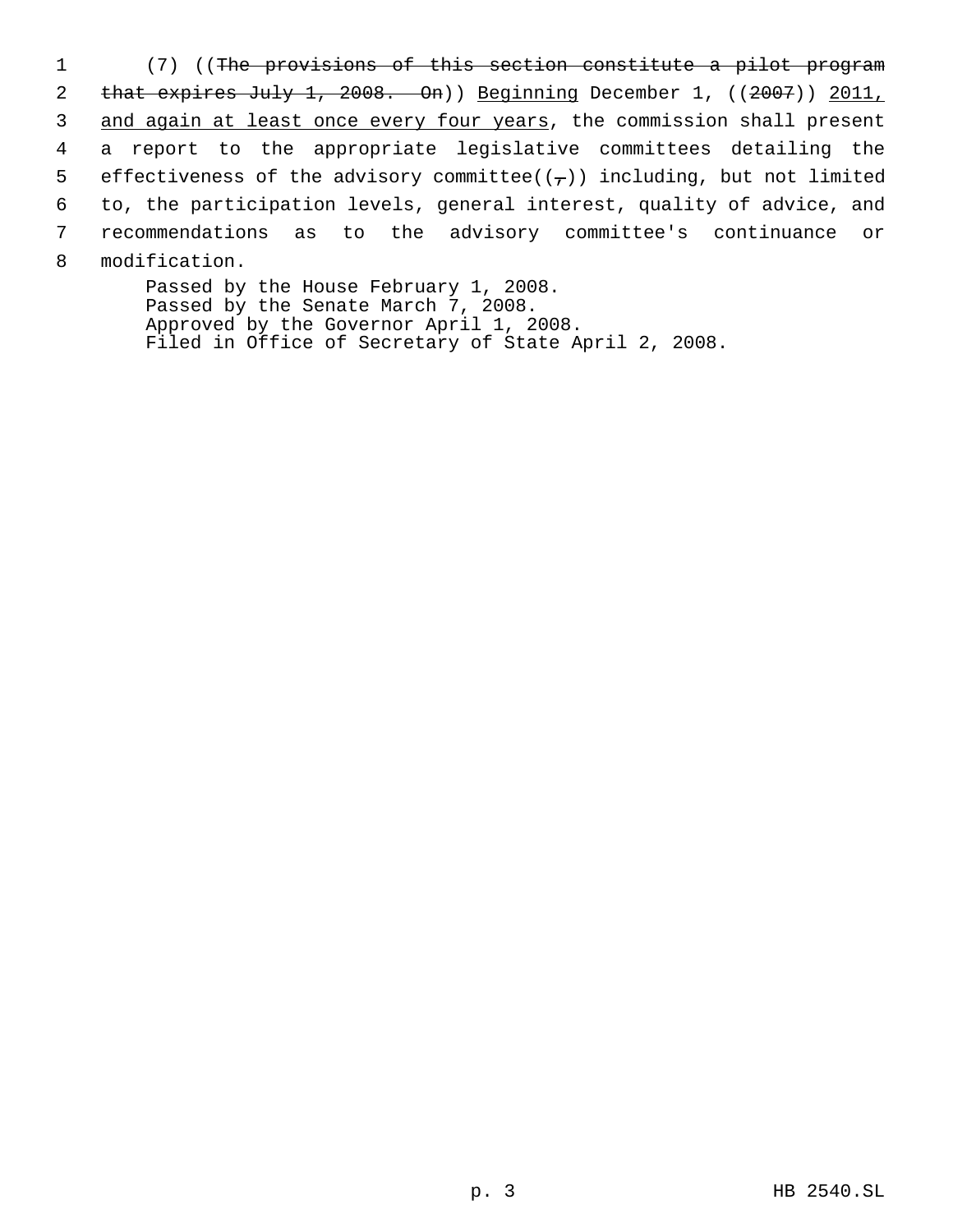(7) ((~~The provisions of this section constitute a pilot program that expires July 1, 2008. On~~)) <u>Beginning</u> December 1, ((~~2007~~)) <u>2011, and again at least once every four years</u>, the commission shall present a report to the appropriate legislative committees detailing the effectiveness of the advisory committee((~~,~~)) including, but not limited to, the participation levels, general interest, quality of advice, and recommendations as to the advisory committee's continuance or modification.

Passed by the House February 1, 2008.
Passed by the Senate March 7, 2008.
Approved by the Governor April 1, 2008.
Filed in Office of Secretary of State April 2, 2008.